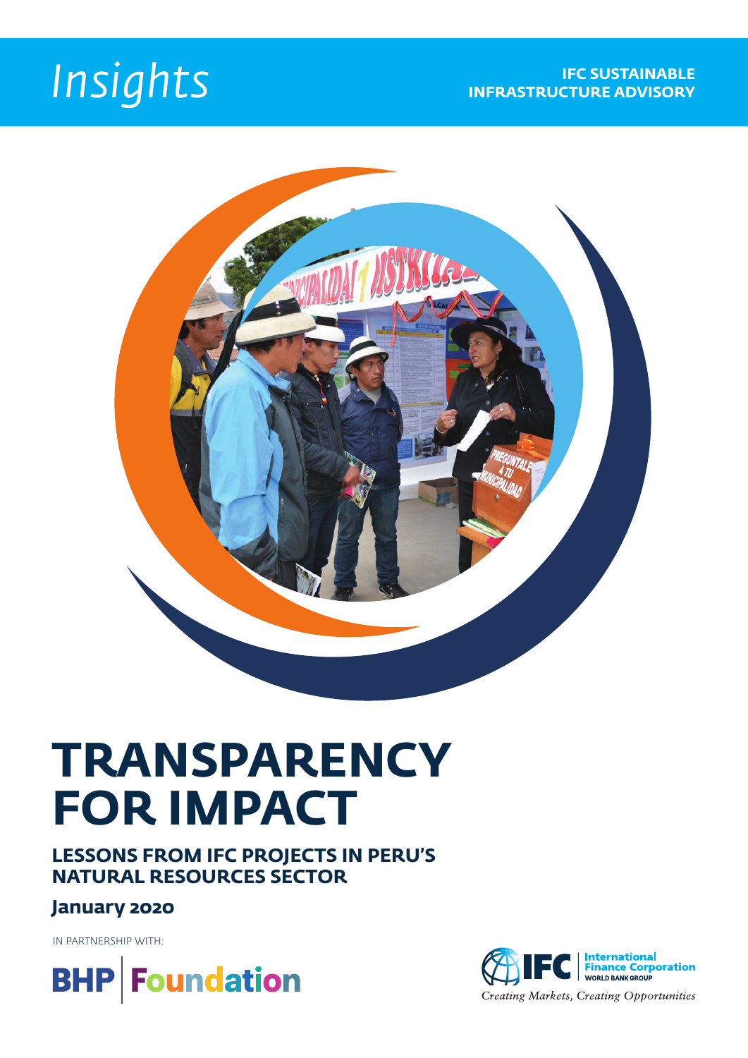Insights

IFC SUSTAINABLE INFRASTRUCTURE ADVISORY

# TRANSPARENCY FOR IMPACT

## LESSONS FROM IFC PROJECTS IN PERU'S NATURAL RESOURCES SECTOR

**January 2020**

IN PARTNERSHIP WITH:

BHP Foundation

IFC International Finance Corporation WORLD BANK GROUP

*Creating Markets, Creating Opportunities*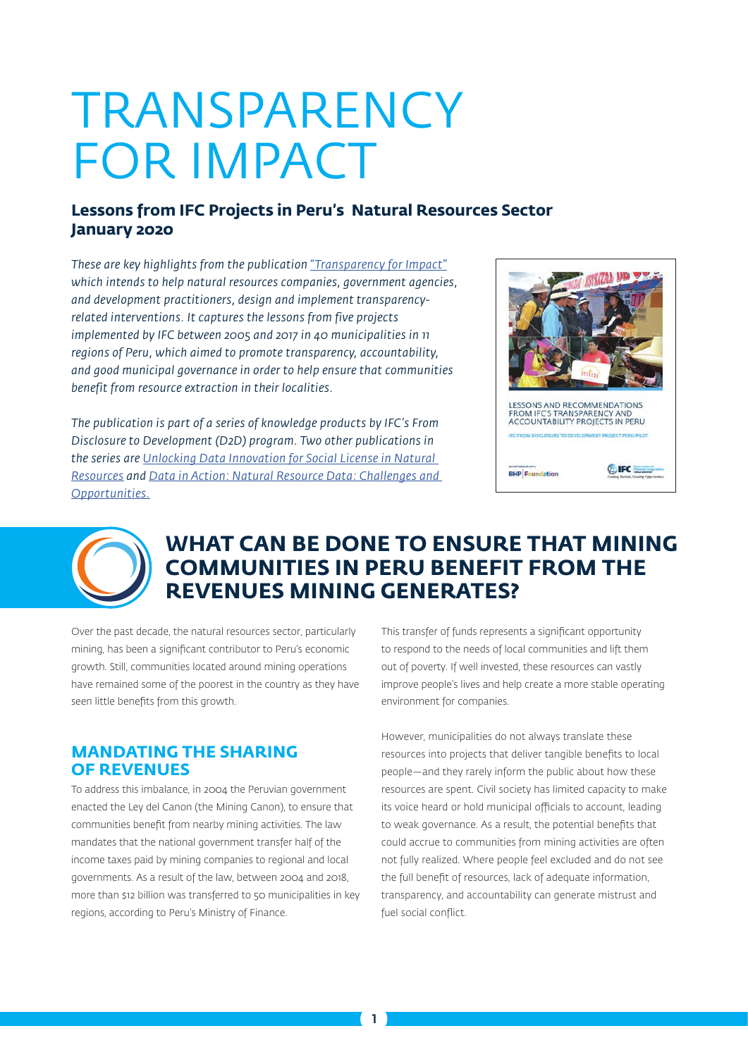# TRANSPARENCY FOR IMPACT

**Lessons from IFC Projects in Peru's Natural Resources Sector**
**January 2020**

*These are key highlights from the publication "Transparency for Impact" which intends to help natural resources companies, government agencies, and development practitioners, design and implement transparency-related interventions. It captures the lessons from five projects implemented by IFC between 2005 and 2017 in 40 municipalities in 11 regions of Peru, which aimed to promote transparency, accountability, and good municipal governance in order to help ensure that communities benefit from resource extraction in their localities.*

*The publication is part of a series of knowledge products by IFC's From Disclosure to Development (D2D) program. Two other publications in the series are Unlocking Data Innovation for Social License in Natural Resources and Data in Action: Natural Resource Data: Challenges and Opportunities.*

## WHAT CAN BE DONE TO ENSURE THAT MINING COMMUNITIES IN PERU BENEFIT FROM THE REVENUES MINING GENERATES?

Over the past decade, the natural resources sector, particularly mining, has been a significant contributor to Peru's economic growth. Still, communities located around mining operations have remained some of the poorest in the country as they have seen little benefits from this growth.

### MANDATING THE SHARING OF REVENUES

To address this imbalance, in 2004 the Peruvian government enacted the Ley del Canon (the Mining Canon), to ensure that communities benefit from nearby mining activities. The law mandates that the national government transfer half of the income taxes paid by mining companies to regional and local governments. As a result of the law, between 2004 and 2018, more than $12 billion was transferred to 50 municipalities in key regions, according to Peru's Ministry of Finance.

This transfer of funds represents a significant opportunity to respond to the needs of local communities and lift them out of poverty. If well invested, these resources can vastly improve people's lives and help create a more stable operating environment for companies.

However, municipalities do not always translate these resources into projects that deliver tangible benefits to local people—and they rarely inform the public about how these resources are spent. Civil society has limited capacity to make its voice heard or hold municipal officials to account, leading to weak governance. As a result, the potential benefits that could accrue to communities from mining activities are often not fully realized. Where people feel excluded and do not see the full benefit of resources, lack of adequate information, transparency, and accountability can generate mistrust and fuel social conflict.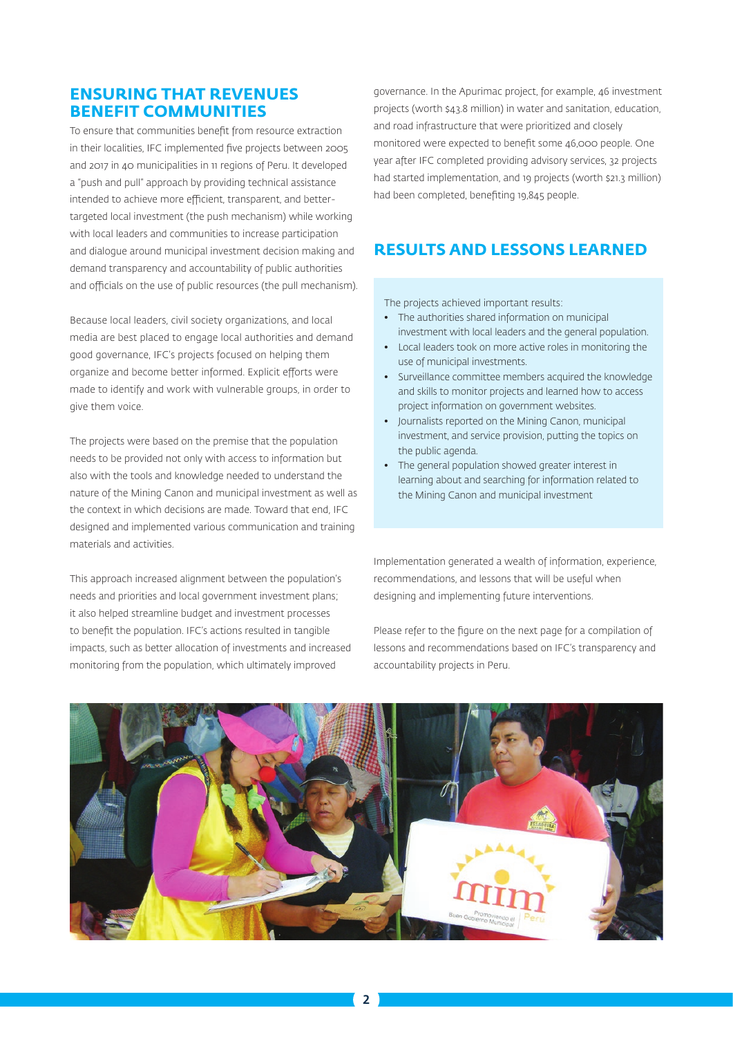## ENSURING THAT REVENUES BENEFIT COMMUNITIES

To ensure that communities benefit from resource extraction in their localities, IFC implemented five projects between 2005 and 2017 in 40 municipalities in 11 regions of Peru. It developed a "push and pull" approach by providing technical assistance intended to achieve more efficient, transparent, and better-targeted local investment (the push mechanism) while working with local leaders and communities to increase participation and dialogue around municipal investment decision making and demand transparency and accountability of public authorities and officials on the use of public resources (the pull mechanism).

Because local leaders, civil society organizations, and local media are best placed to engage local authorities and demand good governance, IFC's projects focused on helping them organize and become better informed. Explicit efforts were made to identify and work with vulnerable groups, in order to give them voice.

The projects were based on the premise that the population needs to be provided not only with access to information but also with the tools and knowledge needed to understand the nature of the Mining Canon and municipal investment as well as the context in which decisions are made. Toward that end, IFC designed and implemented various communication and training materials and activities.

This approach increased alignment between the population's needs and priorities and local government investment plans; it also helped streamline budget and investment processes to benefit the population. IFC's actions resulted in tangible impacts, such as better allocation of investments and increased monitoring from the population, which ultimately improved governance. In the Apurimac project, for example, 46 investment projects (worth $43.8 million) in water and sanitation, education, and road infrastructure that were prioritized and closely monitored were expected to benefit some 46,000 people. One year after IFC completed providing advisory services, 32 projects had started implementation, and 19 projects (worth $21.3 million) had been completed, benefiting 19,845 people.

## RESULTS AND LESSONS LEARNED

The projects achieved important results:

- The authorities shared information on municipal investment with local leaders and the general population.
- Local leaders took on more active roles in monitoring the use of municipal investments.
- Surveillance committee members acquired the knowledge and skills to monitor projects and learned how to access project information on government websites.
- Journalists reported on the Mining Canon, municipal investment, and service provision, putting the topics on the public agenda.
- The general population showed greater interest in learning about and searching for information related to the Mining Canon and municipal investment

Implementation generated a wealth of information, experience, recommendations, and lessons that will be useful when designing and implementing future interventions.

Please refer to the figure on the next page for a compilation of lessons and recommendations based on IFC's transparency and accountability projects in Peru.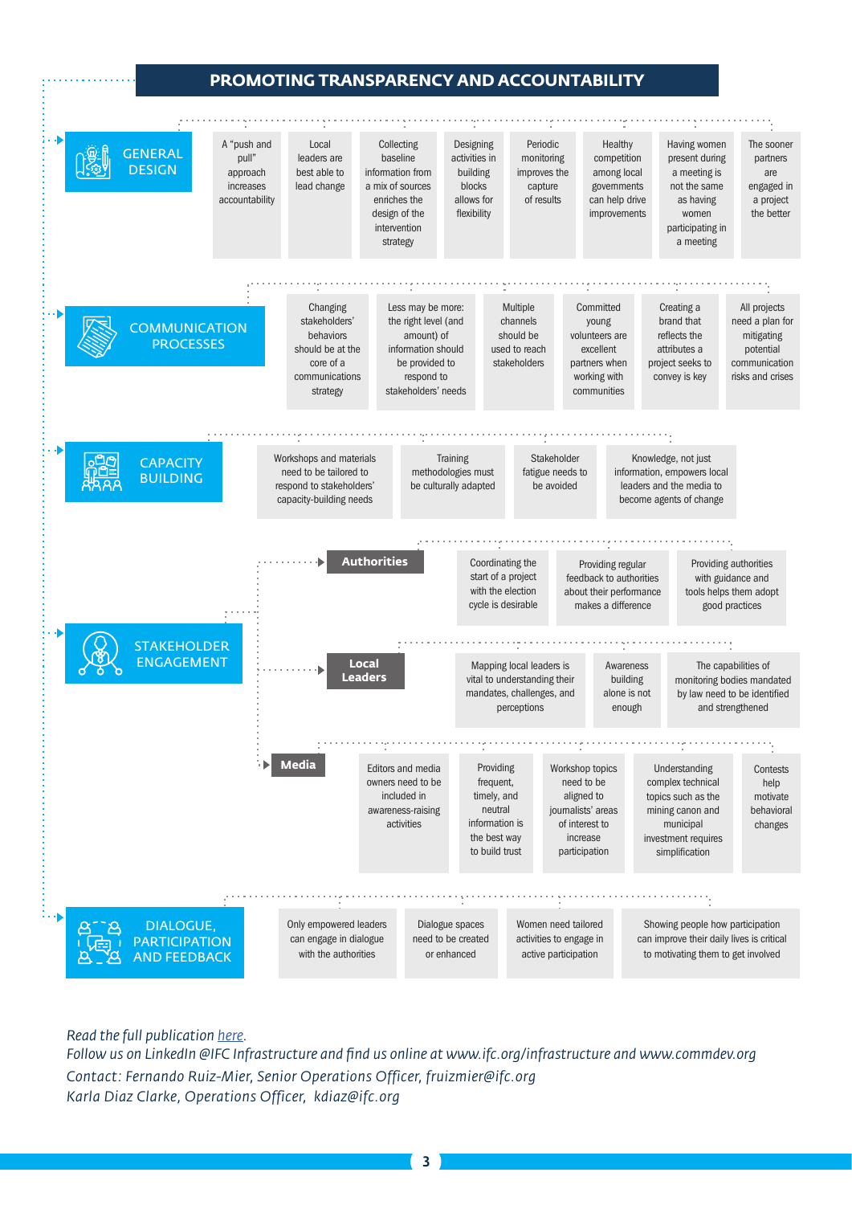# PROMOTING TRANSPARENCY AND ACCOUNTABILITY

## GENERAL DESIGN

- A "push and pull" approach increases accountability
- Local leaders are best able to lead change
- Collecting baseline information from a mix of sources enriches the design of the intervention strategy
- Designing activities in building blocks allows for flexibility
- Periodic monitoring improves the capture of results
- Healthy competition among local governments can help drive improvements
- Having women present during a meeting is not the same as having women participating in a meeting
- The sooner partners are engaged in a project the better

## COMMUNICATION PROCESSES

- Changing stakeholders' behaviors should be at the core of a communications strategy
- Less may be more: the right level (and amount) of information should be provided to respond to stakeholders' needs
- Multiple channels should be used to reach stakeholders
- Committed young volunteers are excellent partners when working with communities
- Creating a brand that reflects the attributes a project seeks to convey is key
- All projects need a plan for mitigating potential communication risks and crises

## CAPACITY BUILDING

- Workshops and materials need to be tailored to respond to stakeholders' capacity-building needs
- Training methodologies must be culturally adapted
- Stakeholder fatigue needs to be avoided
- Knowledge, not just information, empowers local leaders and the media to become agents of change

## STAKEHOLDER ENGAGEMENT

### Authorities

- Coordinating the start of a project with the election cycle is desirable
- Providing regular feedback to authorities about their performance makes a difference
- Providing authorities with guidance and tools helps them adopt good practices

### Local Leaders

- Mapping local leaders is vital to understanding their mandates, challenges, and perceptions
- Awareness building alone is not enough
- The capabilities of monitoring bodies mandated by law need to be identified and strengthened

### Media

- Editors and media owners need to be included in awareness-raising activities
- Providing frequent, timely, and neutral information is the best way to build trust
- Workshop topics need to be aligned to journalists' areas of interest to increase participation
- Understanding complex technical topics such as the mining canon and municipal investment requires simplification
- Contests help motivate behavioral changes

## DIALOGUE, PARTICIPATION AND FEEDBACK

- Only empowered leaders can engage in dialogue with the authorities
- Dialogue spaces need to be created or enhanced
- Women need tailored activities to engage in active participation
- Showing people how participation can improve their daily lives is critical to motivating them to get involved

*Read the full publication here.*
*Follow us on LinkedIn @IFC Infrastructure and find us online at www.ifc.org/infrastructure and www.commdev.org*
*Contact: Fernando Ruiz-Mier, Senior Operations Officer, fruizmier@ifc.org*
*Karla Diaz Clarke, Operations Officer, kdiaz@ifc.org*